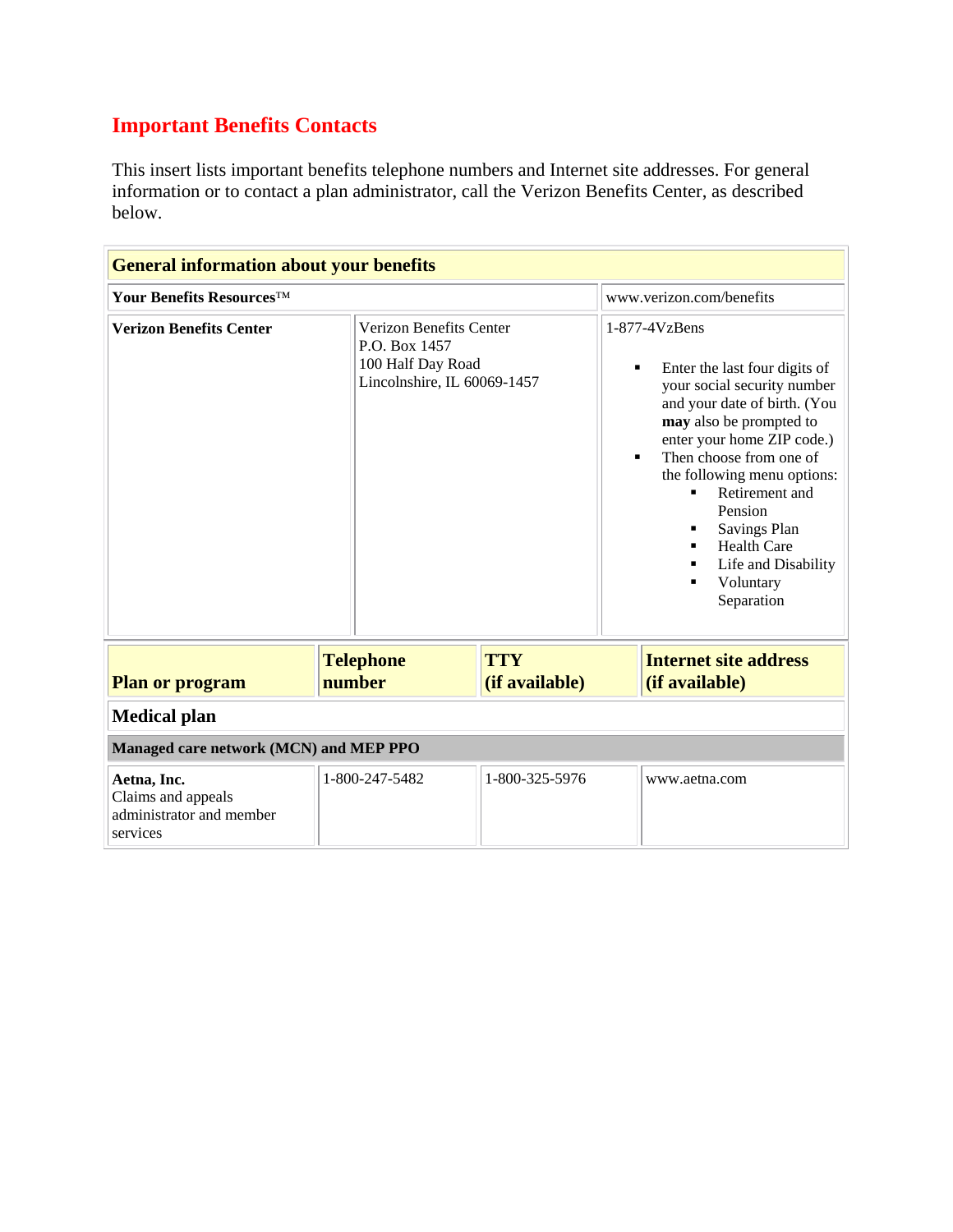# Important Benefits Contacts

This insert lists important benefits telephone numbers and Internet site addresses. For general information or to contact a plan administrator, call the Verizon Benefits Center, as described below.

| **General information about your benefits** | | |
|---|---|---|
| **Your Benefits Resources™** | | www.verizon.com/benefits |
| **Verizon Benefits Center** | Verizon Benefits Center<br>P.O. Box 1457<br>100 Half Day Road<br>Lincolnshire, IL 60069-1457 | 1-877-4VzBens<br><br>▪ Enter the last four digits of your social security number and your date of birth. (You **may** also be prompted to enter your home ZIP code.)<br>▪ Then choose from one of the following menu options:<br>&nbsp;&nbsp;▪ Retirement and Pension<br>&nbsp;&nbsp;▪ Savings Plan<br>&nbsp;&nbsp;▪ Health Care<br>&nbsp;&nbsp;▪ Life and Disability<br>&nbsp;&nbsp;▪ Voluntary Separation |

| Plan or program | Telephone number | TTY (if available) | Internet site address (if available) |
|---|---|---|---|
| **Medical plan** | | | |
| **Managed care network (MCN) and MEP PPO** | | | |
| **Aetna, Inc.**<br>Claims and appeals administrator and member services | 1-800-247-5482 | 1-800-325-5976 | www.aetna.com |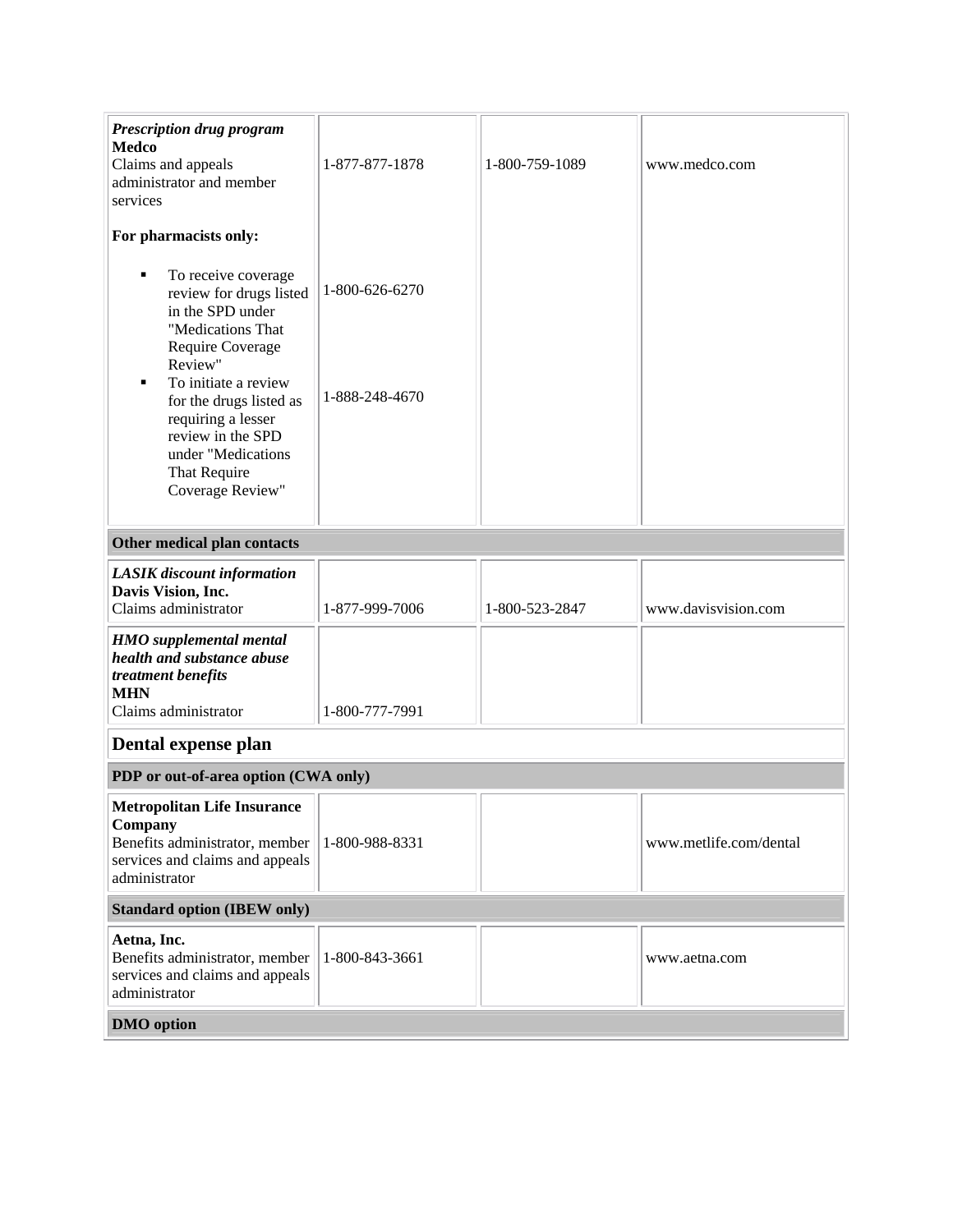| | | | |
|---|---|---|---|
| ***Prescription drug program*** **Medco** Claims and appeals administrator and member services | 1-877-877-1878 | 1-800-759-1089 | www.medco.com |
| **For pharmacists only:** | | | |
| ▪ To receive coverage review for drugs listed in the SPD under "Medications That Require Coverage Review" | 1-800-626-6270 | | |
| ▪ To initiate a review for the drugs listed as requiring a lesser review in the SPD under "Medications That Require Coverage Review" | 1-888-248-4670 | | |
| **Other medical plan contacts** | | | |
| ***LASIK discount information*** **Davis Vision, Inc.** Claims administrator | 1-877-999-7006 | 1-800-523-2847 | www.davisvision.com |
| ***HMO supplemental mental health and substance abuse treatment benefits*** **MHN** Claims administrator | 1-800-777-7991 | | |
| **Dental expense plan** | | | |
| **PDP or out-of-area option (CWA only)** | | | |
| **Metropolitan Life Insurance Company** Benefits administrator, member services and claims and appeals administrator | 1-800-988-8331 | | www.metlife.com/dental |
| **Standard option (IBEW only)** | | | |
| **Aetna, Inc.** Benefits administrator, member services and claims and appeals administrator | 1-800-843-3661 | | www.aetna.com |
| **DMO option** | | | |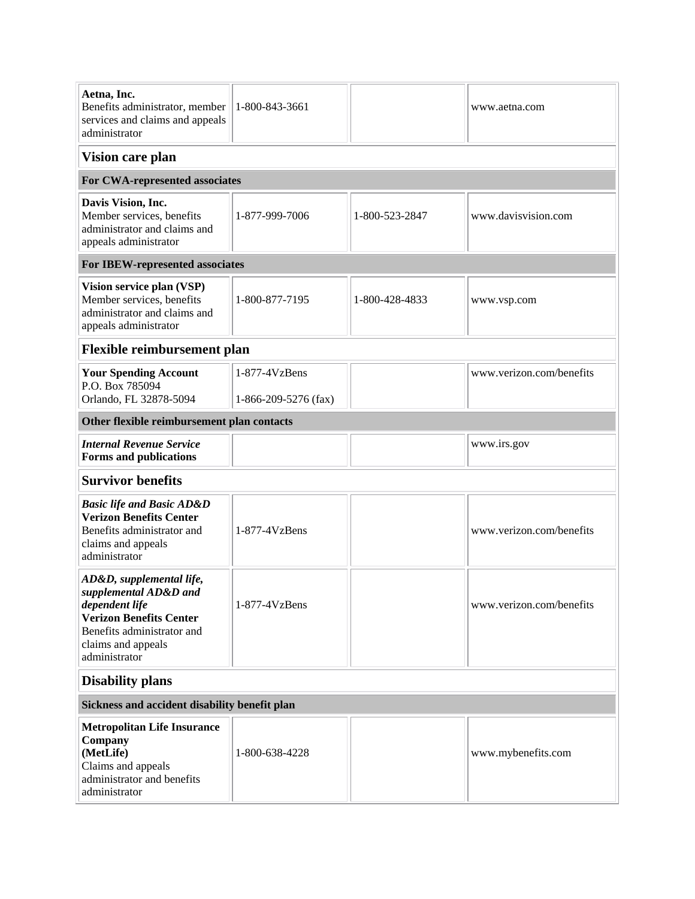| | | | |
|---|---|---|---|
| **Aetna, Inc.**<br>Benefits administrator, member services and claims and appeals administrator | 1-800-843-3661 | | www.aetna.com |
| **Vision care plan** | | | |
| **For CWA-represented associates** | | | |
| **Davis Vision, Inc.**<br>Member services, benefits administrator and claims and appeals administrator | 1-877-999-7006 | 1-800-523-2847 | www.davisvision.com |
| **For IBEW-represented associates** | | | |
| **Vision service plan (VSP)**<br>Member services, benefits administrator and claims and appeals administrator | 1-800-877-7195 | 1-800-428-4833 | www.vsp.com |
| **Flexible reimbursement plan** | | | |
| **Your Spending Account**<br>P.O. Box 785094<br>Orlando, FL 32878-5094 | 1-877-4VzBens<br>1-866-209-5276 (fax) | | www.verizon.com/benefits |
| **Other flexible reimbursement plan contacts** | | | |
| ***Internal Revenue Service***<br>**Forms and publications** | | | www.irs.gov |
| **Survivor benefits** | | | |
| ***Basic life and Basic AD&D***<br>**Verizon Benefits Center**<br>Benefits administrator and claims and appeals administrator | 1-877-4VzBens | | www.verizon.com/benefits |
| ***AD&D, supplemental life, supplemental AD&D and dependent life***<br>**Verizon Benefits Center**<br>Benefits administrator and claims and appeals administrator | 1-877-4VzBens | | www.verizon.com/benefits |
| **Disability plans** | | | |
| **Sickness and accident disability benefit plan** | | | |
| **Metropolitan Life Insurance Company (MetLife)**<br>Claims and appeals administrator and benefits administrator | 1-800-638-4228 | | www.mybenefits.com |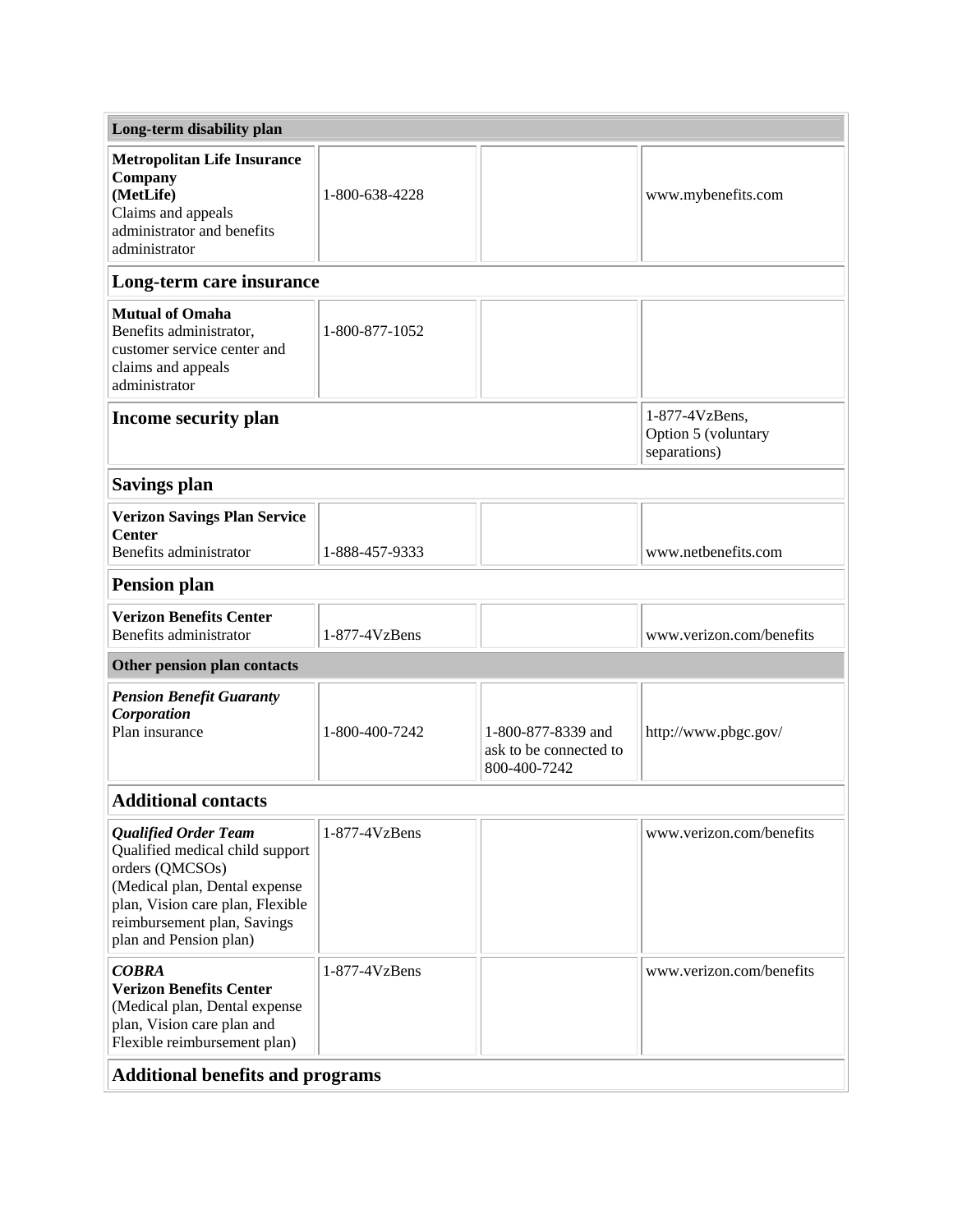| **Long-term disability plan** | | | |
|---|---|---|---|
| **Metropolitan Life Insurance Company (MetLife)** Claims and appeals administrator and benefits administrator | 1-800-638-4228 | | www.mybenefits.com |
| **Long-term care insurance** | | | |
| **Mutual of Omaha** Benefits administrator, customer service center and claims and appeals administrator | 1-800-877-1052 | | |
| **Income security plan** | | | 1-877-4VzBens, Option 5 (voluntary separations) |
| **Savings plan** | | | |
| **Verizon Savings Plan Service Center** Benefits administrator | 1-888-457-9333 | | www.netbenefits.com |
| **Pension plan** | | | |
| **Verizon Benefits Center** Benefits administrator | 1-877-4VzBens | | www.verizon.com/benefits |
| **Other pension plan contacts** | | | |
| ***Pension Benefit Guaranty Corporation*** Plan insurance | 1-800-400-7242 | 1-800-877-8339 and ask to be connected to 800-400-7242 | http://www.pbgc.gov/ |
| **Additional contacts** | | | |
| ***Qualified Order Team*** Qualified medical child support orders (QMCSOs) (Medical plan, Dental expense plan, Vision care plan, Flexible reimbursement plan, Savings plan and Pension plan) | 1-877-4VzBens | | www.verizon.com/benefits |
| ***COBRA*** **Verizon Benefits Center** (Medical plan, Dental expense plan, Vision care plan and Flexible reimbursement plan) | 1-877-4VzBens | | www.verizon.com/benefits |
| **Additional benefits and programs** | | | |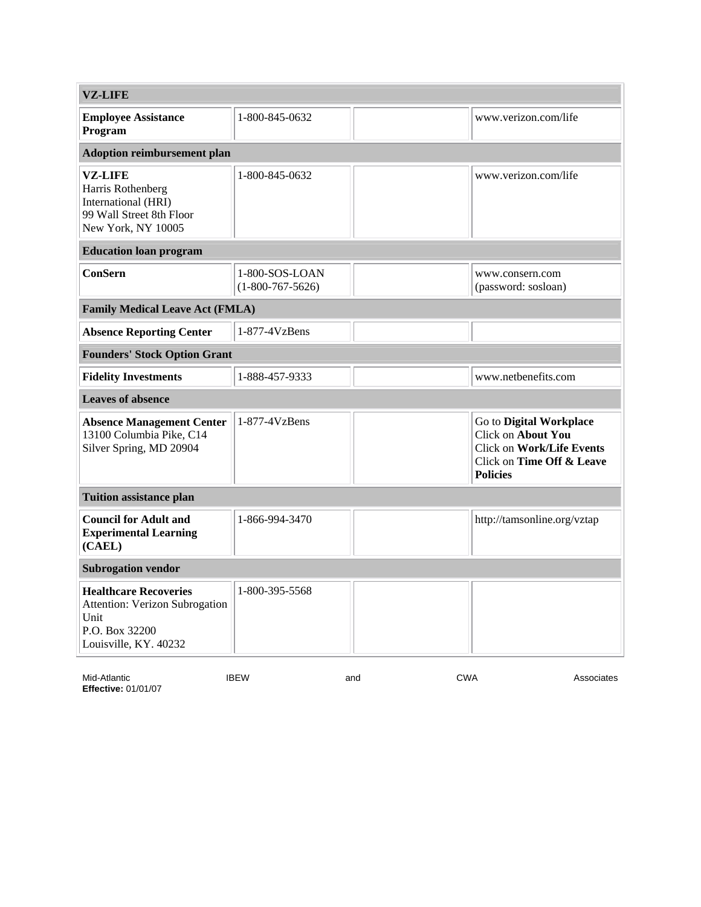| | | | |
|---|---|---|---|
| **VZ-LIFE** | | | |
| **Employee Assistance Program** | 1-800-845-0632 | | www.verizon.com/life |
| **Adoption reimbursement plan** | | | |
| **VZ-LIFE**<br>Harris Rothenberg International (HRI)<br>99 Wall Street 8th Floor<br>New York, NY 10005 | 1-800-845-0632 | | www.verizon.com/life |
| **Education loan program** | | | |
| **ConSern** | 1-800-SOS-LOAN<br>(1-800-767-5626) | | www.consern.com<br>(password: sosloan) |
| **Family Medical Leave Act (FMLA)** | | | |
| **Absence Reporting Center** | 1-877-4VzBens | | |
| **Founders' Stock Option Grant** | | | |
| **Fidelity Investments** | 1-888-457-9333 | | www.netbenefits.com |
| **Leaves of absence** | | | |
| **Absence Management Center**<br>13100 Columbia Pike, C14<br>Silver Spring, MD 20904 | 1-877-4VzBens | | Go to **Digital Workplace**<br>Click on **About You**<br>Click on **Work/Life Events**<br>Click on **Time Off & Leave Policies** |
| **Tuition assistance plan** | | | |
| **Council for Adult and Experimental Learning (CAEL)** | 1-866-994-3470 | | http://tamsonline.org/vztap |
| **Subrogation vendor** | | | |
| **Healthcare Recoveries**<br>Attention: Verizon Subrogation Unit<br>P.O. Box 32200<br>Louisville, KY. 40232 | 1-800-395-5568 | | |

Mid-Atlantic IBEW and CWA Associates
**Effective:** 01/01/07